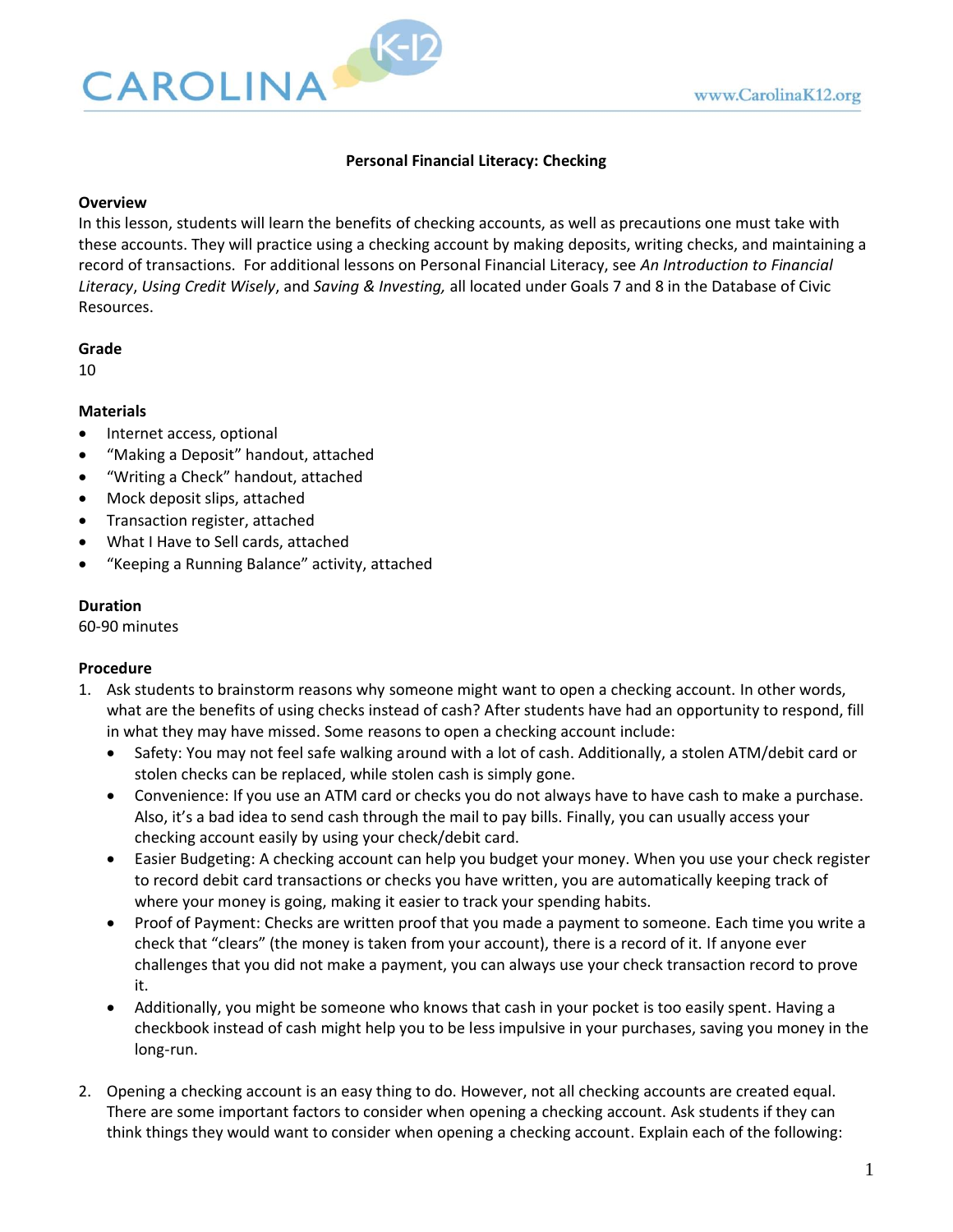**Personal Financial Literacy: Checking**

**Overview**

In this lesson, students will learn the benefits of checking accounts, as well as precautions one must take with these accounts. They will practice using a checking account by making deposits, writing checks, and maintaining a record of transactions. For additional lessons on Personal Financial Literacy, see *An Introduction to Financial Literacy*, *Using Credit Wisely*, and *Saving & Investing,* all located under Goals 7 and 8 in the Database of Civic Resources.

**Grade**

10

**Materials**

- Internet access, optional
- "Making a Deposit" handout, attached
- "Writing a Check" handout, attached
- Mock deposit slips, attached
- Transaction register, attached
- What I Have to Sell cards, attached
- "Keeping a Running Balance" activity, attached

**Duration**

60-90 minutes

**Procedure**

1. Ask students to brainstorm reasons why someone might want to open a checking account. In other words, what are the benefits of using checks instead of cash? After students have had an opportunity to respond, fill in what they may have missed. Some reasons to open a checking account include:
   - Safety: You may not feel safe walking around with a lot of cash. Additionally, a stolen ATM/debit card or stolen checks can be replaced, while stolen cash is simply gone.
   - Convenience: If you use an ATM card or checks you do not always have to have cash to make a purchase. Also, it's a bad idea to send cash through the mail to pay bills. Finally, you can usually access your checking account easily by using your check/debit card.
   - Easier Budgeting: A checking account can help you budget your money. When you use your check register to record debit card transactions or checks you have written, you are automatically keeping track of where your money is going, making it easier to track your spending habits.
   - Proof of Payment: Checks are written proof that you made a payment to someone. Each time you write a check that "clears" (the money is taken from your account), there is a record of it. If anyone ever challenges that you did not make a payment, you can always use your check transaction record to prove it.
   - Additionally, you might be someone who knows that cash in your pocket is too easily spent. Having a checkbook instead of cash might help you to be less impulsive in your purchases, saving you money in the long-run.

2. Opening a checking account is an easy thing to do. However, not all checking accounts are created equal. There are some important factors to consider when opening a checking account. Ask students if they can think things they would want to consider when opening a checking account. Explain each of the following: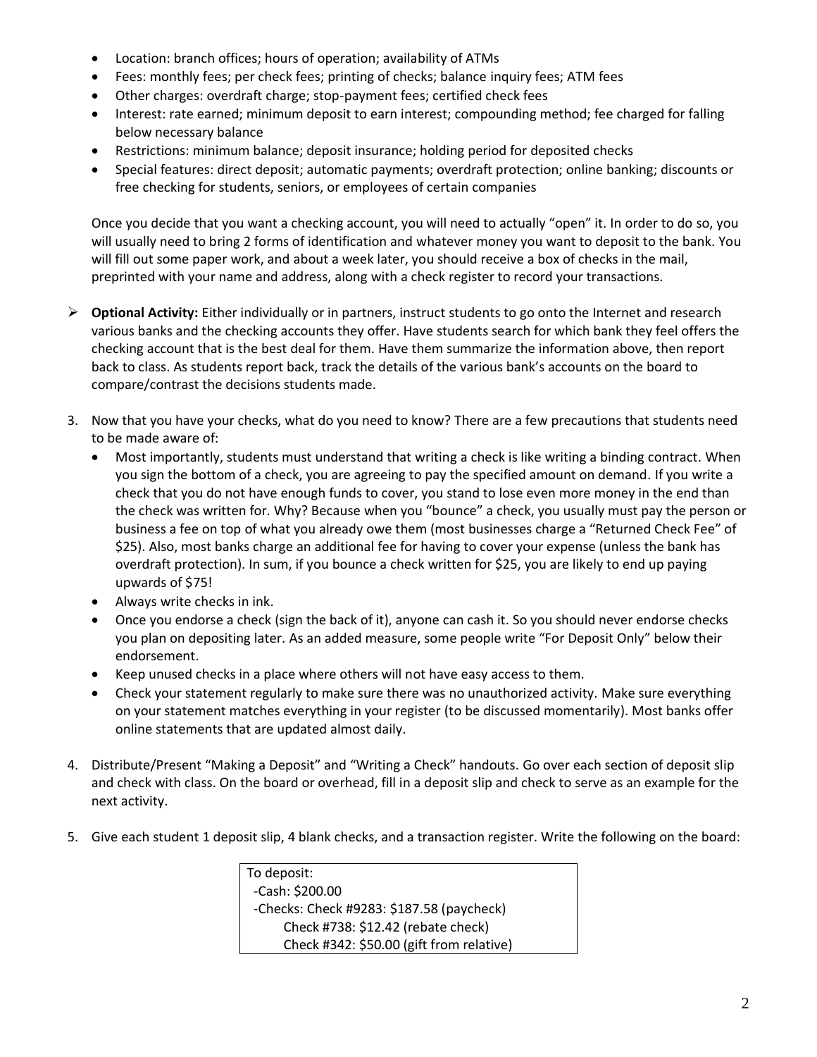- Location: branch offices; hours of operation; availability of ATMs
- Fees: monthly fees; per check fees; printing of checks; balance inquiry fees; ATM fees
- Other charges: overdraft charge; stop-payment fees; certified check fees
- Interest: rate earned; minimum deposit to earn interest; compounding method; fee charged for falling below necessary balance
- Restrictions: minimum balance; deposit insurance; holding period for deposited checks
- Special features: direct deposit; automatic payments; overdraft protection; online banking; discounts or free checking for students, seniors, or employees of certain companies

Once you decide that you want a checking account, you will need to actually "open" it. In order to do so, you will usually need to bring 2 forms of identification and whatever money you want to deposit to the bank. You will fill out some paper work, and about a week later, you should receive a box of checks in the mail, preprinted with your name and address, along with a check register to record your transactions.

- **Optional Activity:** Either individually or in partners, instruct students to go onto the Internet and research various banks and the checking accounts they offer. Have students search for which bank they feel offers the checking account that is the best deal for them. Have them summarize the information above, then report back to class. As students report back, track the details of the various bank's accounts on the board to compare/contrast the decisions students made.

3. Now that you have your checks, what do you need to know? There are a few precautions that students need to be made aware of:
   - Most importantly, students must understand that writing a check is like writing a binding contract. When you sign the bottom of a check, you are agreeing to pay the specified amount on demand. If you write a check that you do not have enough funds to cover, you stand to lose even more money in the end than the check was written for. Why? Because when you "bounce" a check, you usually must pay the person or business a fee on top of what you already owe them (most businesses charge a "Returned Check Fee" of \$25). Also, most banks charge an additional fee for having to cover your expense (unless the bank has overdraft protection). In sum, if you bounce a check written for \$25, you are likely to end up paying upwards of \$75!
   - Always write checks in ink.
   - Once you endorse a check (sign the back of it), anyone can cash it. So you should never endorse checks you plan on depositing later. As an added measure, some people write "For Deposit Only" below their endorsement.
   - Keep unused checks in a place where others will not have easy access to them.
   - Check your statement regularly to make sure there was no unauthorized activity. Make sure everything on your statement matches everything in your register (to be discussed momentarily). Most banks offer online statements that are updated almost daily.

4. Distribute/Present "Making a Deposit" and "Writing a Check" handouts. Go over each section of deposit slip and check with class. On the board or overhead, fill in a deposit slip and check to serve as an example for the next activity.

5. Give each student 1 deposit slip, 4 blank checks, and a transaction register. Write the following on the board:

| To deposit: |
|---|
| -Cash: \$200.00 |
| -Checks: Check #9283: \$187.58 (paycheck) |
| Check #738: \$12.42 (rebate check) |
| Check #342: \$50.00 (gift from relative) |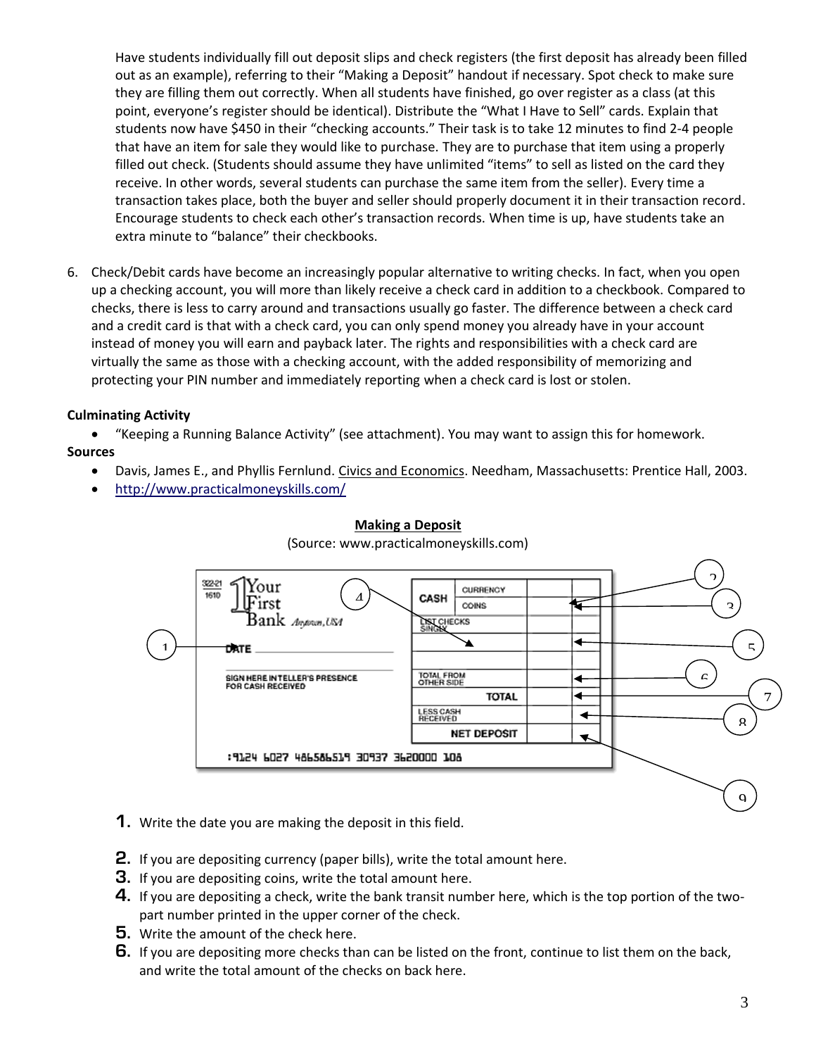Have students individually fill out deposit slips and check registers (the first deposit has already been filled out as an example), referring to their "Making a Deposit" handout if necessary. Spot check to make sure they are filling them out correctly. When all students have finished, go over register as a class (at this point, everyone's register should be identical). Distribute the "What I Have to Sell" cards. Explain that students now have $450 in their "checking accounts." Their task is to take 12 minutes to find 2-4 people that have an item for sale they would like to purchase. They are to purchase that item using a properly filled out check. (Students should assume they have unlimited "items" to sell as listed on the card they receive. In other words, several students can purchase the same item from the seller). Every time a transaction takes place, both the buyer and seller should properly document it in their transaction record. Encourage students to check each other's transaction records. When time is up, have students take an extra minute to "balance" their checkbooks.

6. Check/Debit cards have become an increasingly popular alternative to writing checks. In fact, when you open up a checking account, you will more than likely receive a check card in addition to a checkbook. Compared to checks, there is less to carry around and transactions usually go faster. The difference between a check card and a credit card is that with a check card, you can only spend money you already have in your account instead of money you will earn and payback later. The rights and responsibilities with a check card are virtually the same as those with a checking account, with the added responsibility of memorizing and protecting your PIN number and immediately reporting when a check card is lost or stolen.

**Culminating Activity**

- "Keeping a Running Balance Activity" (see attachment). You may want to assign this for homework.

**Sources**

- Davis, James E., and Phyllis Fernlund. Civics and Economics. Needham, Massachusetts: Prentice Hall, 2003.
- http://www.practicalmoneyskills.com/

**Making a Deposit**

(Source: www.practicalmoneyskills.com)

322-21
1610

Your First Bank Anytown, USA

DATE

SIGN HERE IN TELLER'S PRESENCE FOR CASH RECEIVED

| CASH | CURRENCY | | |
|---|---|---|---|
| | COINS | | |
| LIST CHECKS SINGLY | | | |
| | | | |
| | | | |
| TOTAL FROM OTHER SIDE | | | |
| TOTAL | | | |
| LESS CASH RECEIVED | | | |
| NET DEPOSIT | | | |

:9124 6027 486586519 30937 3620000 108

1. Write the date you are making the deposit in this field.
2. If you are depositing currency (paper bills), write the total amount here.
3. If you are depositing coins, write the total amount here.
4. If you are depositing a check, write the bank transit number here, which is the top portion of the two-part number printed in the upper corner of the check.
5. Write the amount of the check here.
6. If you are depositing more checks than can be listed on the front, continue to list them on the back, and write the total amount of the checks on back here.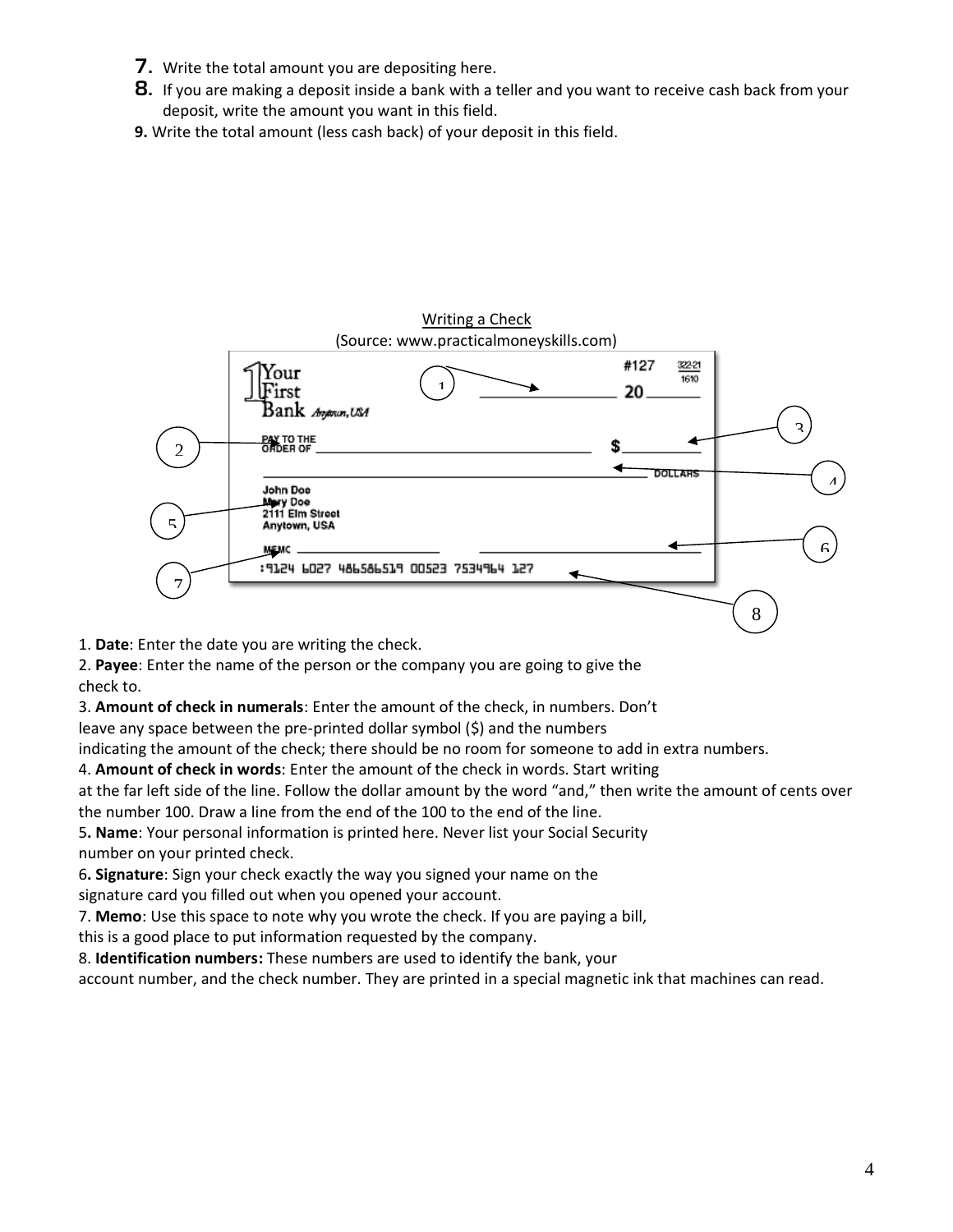7. Write the total amount you are depositing here.
8. If you are making a deposit inside a bank with a teller and you want to receive cash back from your deposit, write the amount you want in this field.
9. Write the total amount (less cash back) of your deposit in this field.

Writing a Check

(Source: www.practicalmoneyskills.com)

1. **Date**: Enter the date you are writing the check.
2. **Payee**: Enter the name of the person or the company you are going to give the check to.
3. **Amount of check in numerals**: Enter the amount of the check, in numbers. Don't leave any space between the pre-printed dollar symbol ($) and the numbers indicating the amount of the check; there should be no room for someone to add in extra numbers.
4. **Amount of check in words**: Enter the amount of the check in words. Start writing at the far left side of the line. Follow the dollar amount by the word "and," then write the amount of cents over the number 100. Draw a line from the end of the 100 to the end of the line.
5. **Name**: Your personal information is printed here. Never list your Social Security number on your printed check.
6. **Signature**: Sign your check exactly the way you signed your name on the signature card you filled out when you opened your account.
7. **Memo**: Use this space to note why you wrote the check. If you are paying a bill, this is a good place to put information requested by the company.
8. **Identification numbers:** These numbers are used to identify the bank, your account number, and the check number. They are printed in a special magnetic ink that machines can read.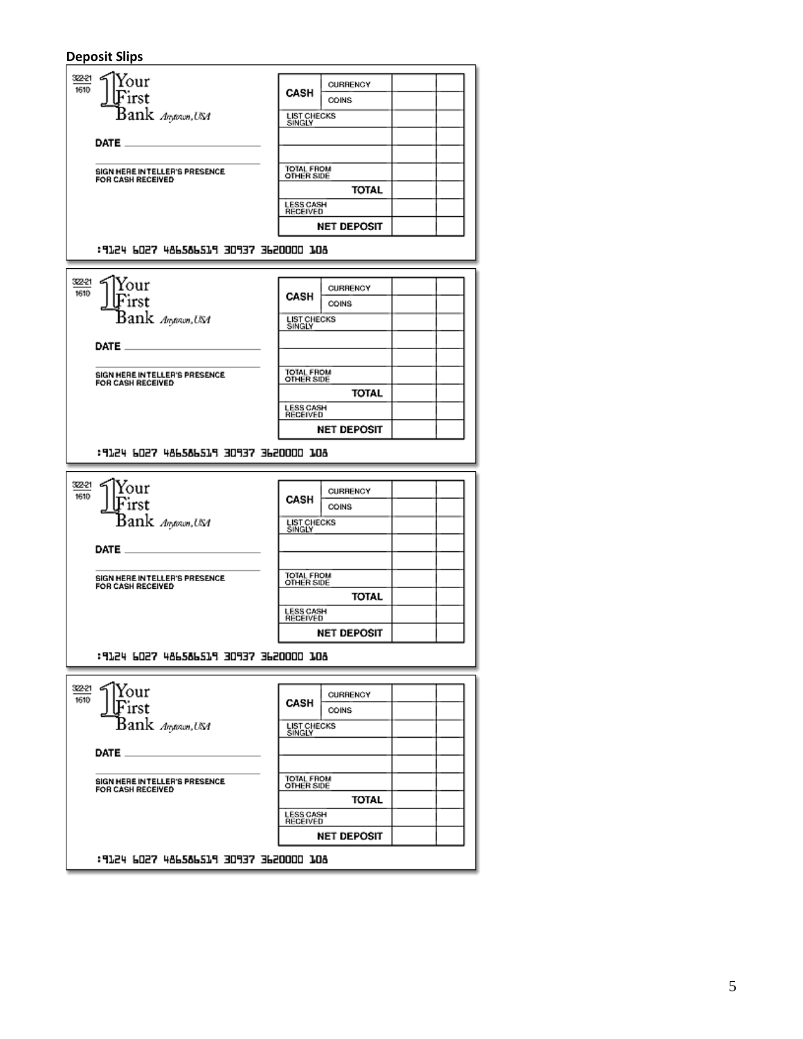**Deposit Slips**

322-21
1610

Your First Bank Anytown, USA

DATE ______________________

______________________
SIGN HERE IN TELLER'S PRESENCE FOR CASH RECEIVED

| | | | |
|---|---|---|---|
| CASH | CURRENCY | | |
| | COINS | | |
| LIST CHECKS SINGLY | | | |
| | | | |
| | | | |
| TOTAL FROM OTHER SIDE | | | |
| | TOTAL | | |
| LESS CASH RECEIVED | | | |
| | NET DEPOSIT | | |

:9124 6027 486586519 30937 3620000 108

322-21
1610

Your First Bank Anytown, USA

DATE ______________________

______________________
SIGN HERE IN TELLER'S PRESENCE FOR CASH RECEIVED

| | | | |
|---|---|---|---|
| CASH | CURRENCY | | |
| | COINS | | |
| LIST CHECKS SINGLY | | | |
| | | | |
| | | | |
| TOTAL FROM OTHER SIDE | | | |
| | TOTAL | | |
| LESS CASH RECEIVED | | | |
| | NET DEPOSIT | | |

:9124 6027 486586519 30937 3620000 108

322-21
1610

Your First Bank Anytown, USA

DATE ______________________

______________________
SIGN HERE IN TELLER'S PRESENCE FOR CASH RECEIVED

| | | | |
|---|---|---|---|
| CASH | CURRENCY | | |
| | COINS | | |
| LIST CHECKS SINGLY | | | |
| | | | |
| | | | |
| TOTAL FROM OTHER SIDE | | | |
| | TOTAL | | |
| LESS CASH RECEIVED | | | |
| | NET DEPOSIT | | |

:9124 6027 486586519 30937 3620000 108

322-21
1610

Your First Bank Anytown, USA

DATE ______________________

______________________
SIGN HERE IN TELLER'S PRESENCE FOR CASH RECEIVED

| | | | |
|---|---|---|---|
| CASH | CURRENCY | | |
| | COINS | | |
| LIST CHECKS SINGLY | | | |
| | | | |
| | | | |
| TOTAL FROM OTHER SIDE | | | |
| | TOTAL | | |
| LESS CASH RECEIVED | | | |
| | NET DEPOSIT | | |

:9124 6027 486586519 30937 3620000 108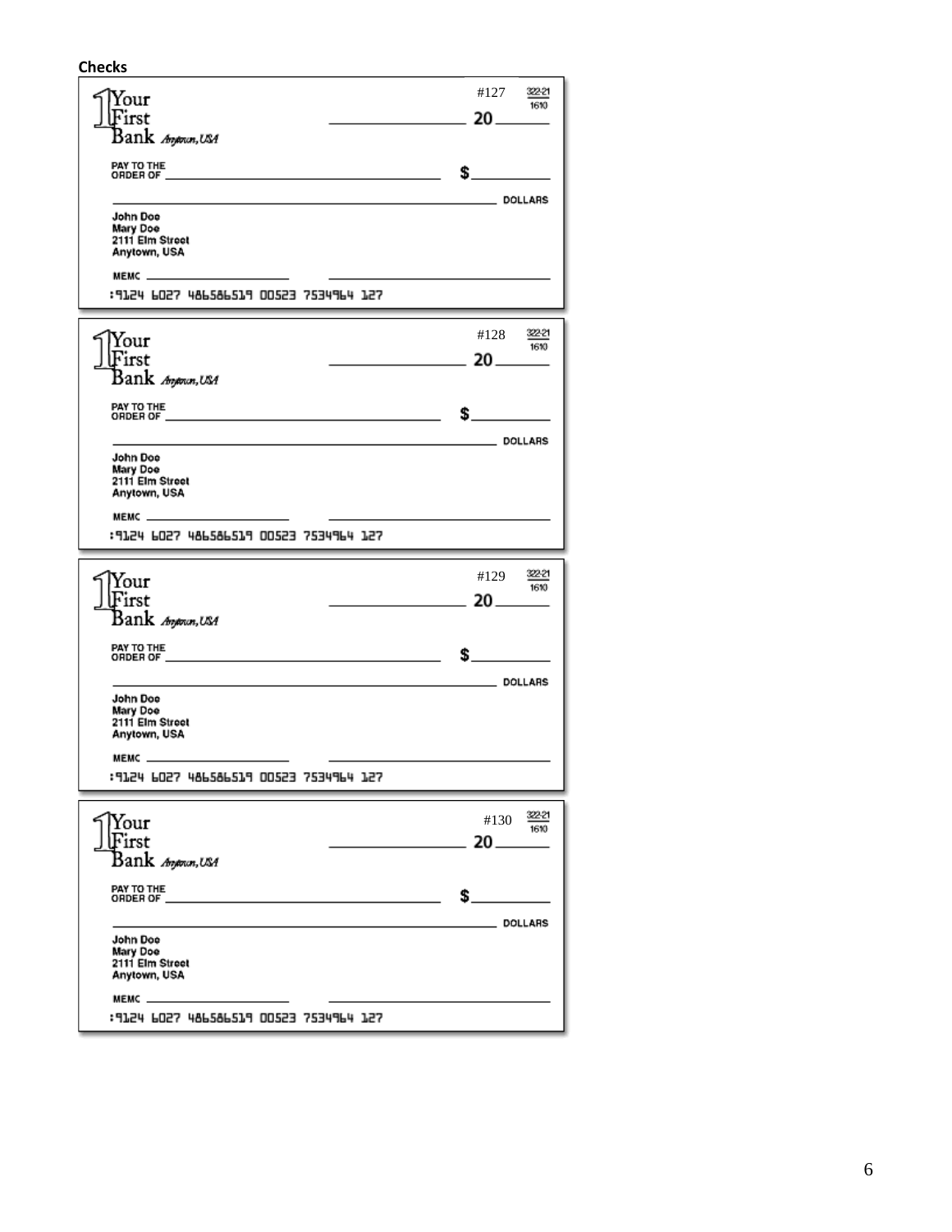**Checks**

---

Your First Bank *Anytown, USA*

#127 &nbsp;&nbsp; 322-21 / 1610

_________________ 20_______

PAY TO THE ORDER OF ________________________________________ $__________

________________________________________________________ DOLLARS

John Doe
Mary Doe
2111 Elm Street
Anytown, USA

MEMO ______________________ ______________________________

:9124 6027 486586519 00523 7534964 127

---

Your First Bank *Anytown, USA*

#128 &nbsp;&nbsp; 322-21 / 1610

_________________ 20_______

PAY TO THE ORDER OF ________________________________________ $__________

________________________________________________________ DOLLARS

John Doe
Mary Doe
2111 Elm Street
Anytown, USA

MEMO ______________________ ______________________________

:9124 6027 486586519 00523 7534964 127

---

Your First Bank *Anytown, USA*

#129 &nbsp;&nbsp; 322-21 / 1610

_________________ 20_______

PAY TO THE ORDER OF ________________________________________ $__________

________________________________________________________ DOLLARS

John Doe
Mary Doe
2111 Elm Street
Anytown, USA

MEMO ______________________ ______________________________

:9124 6027 486586519 00523 7534964 127

---

Your First Bank *Anytown, USA*

#130 &nbsp;&nbsp; 322-21 / 1610

_________________ 20_______

PAY TO THE ORDER OF ________________________________________ $__________

________________________________________________________ DOLLARS

John Doe
Mary Doe
2111 Elm Street
Anytown, USA

MEMO ______________________ ______________________________

:9124 6027 486586519 00523 7534964 127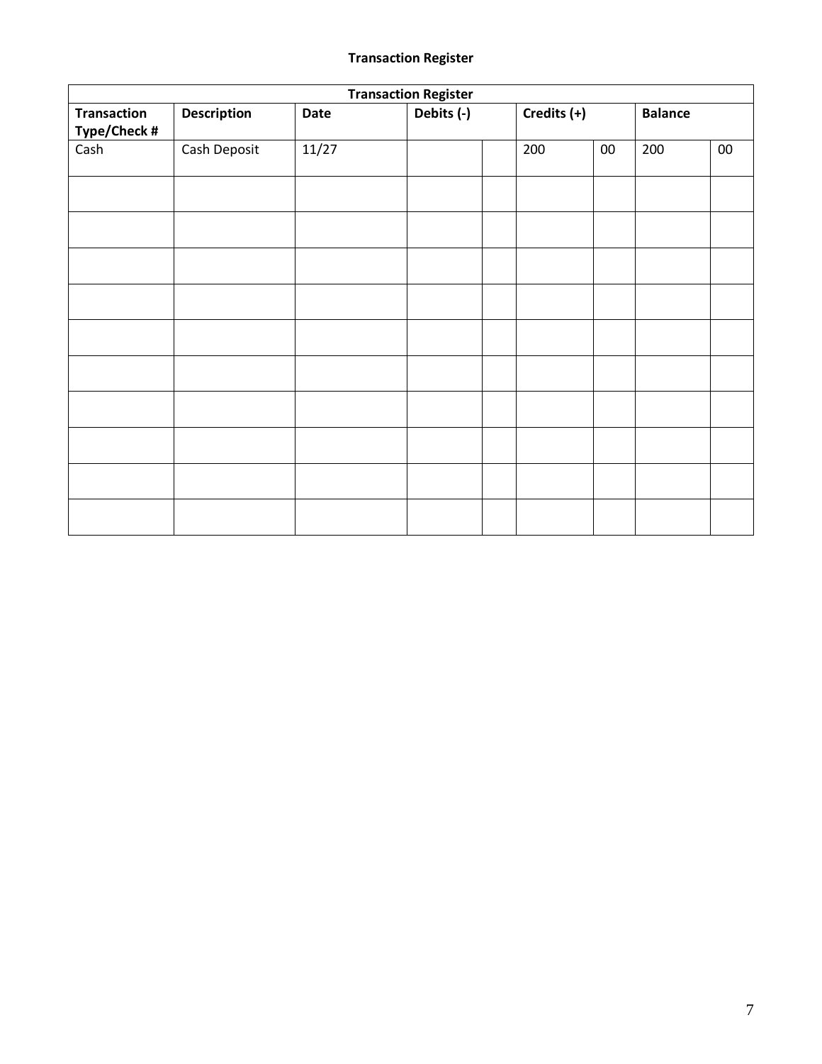**Transaction Register**

| Transaction Register | | | | | | | | |
|---|---|---|---|---|---|---|---|---|
| **Transaction Type/Check #** | **Description** | **Date** | **Debits (-)** | | **Credits (+)** | | **Balance** | |
| Cash | Cash Deposit | 11/27 | | | 200 | 00 | 200 | 00 |
| | | | | | | | | |
| | | | | | | | | |
| | | | | | | | | |
| | | | | | | | | |
| | | | | | | | | |
| | | | | | | | | |
| | | | | | | | | |
| | | | | | | | | |
| | | | | | | | | |
| | | | | | | | | |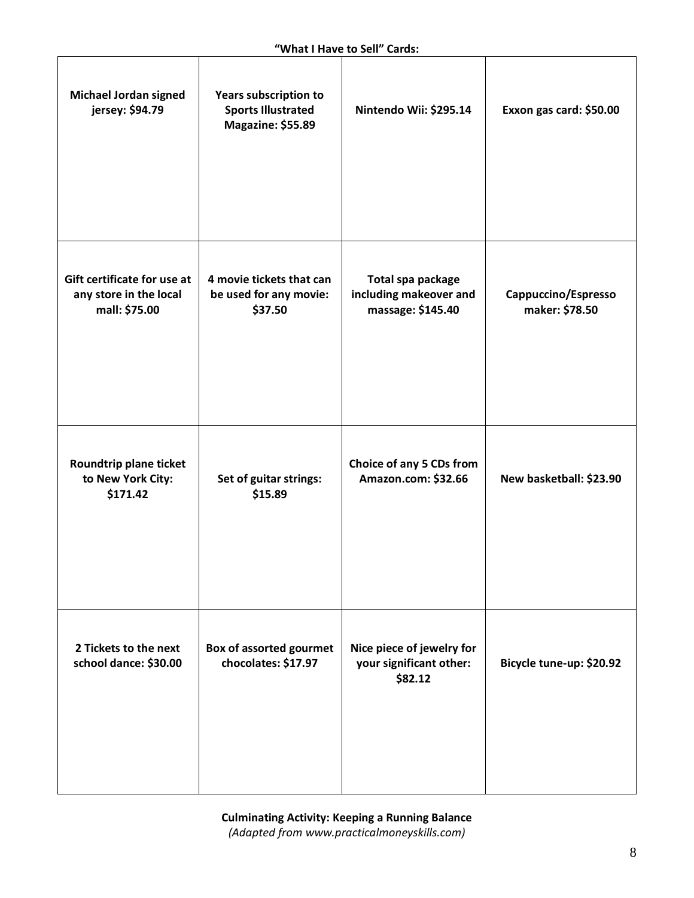**"What I Have to Sell" Cards:**

| | | | |
|---|---|---|---|
| **Michael Jordan signed jersey: $94.79** | **Years subscription to Sports Illustrated Magazine: $55.89** | **Nintendo Wii: $295.14** | **Exxon gas card: $50.00** |
| **Gift certificate for use at any store in the local mall: $75.00** | **4 movie tickets that can be used for any movie: $37.50** | **Total spa package including makeover and massage: $145.40** | **Cappuccino/Espresso maker: $78.50** |
| **Roundtrip plane ticket to New York City: $171.42** | **Set of guitar strings: $15.89** | **Choice of any 5 CDs from Amazon.com: $32.66** | **New basketball: $23.90** |
| **2 Tickets to the next school dance: $30.00** | **Box of assorted gourmet chocolates: $17.97** | **Nice piece of jewelry for your significant other: $82.12** | **Bicycle tune-up: $20.92** |

**Culminating Activity: Keeping a Running Balance**
*(Adapted from www.practicalmoneyskills.com)*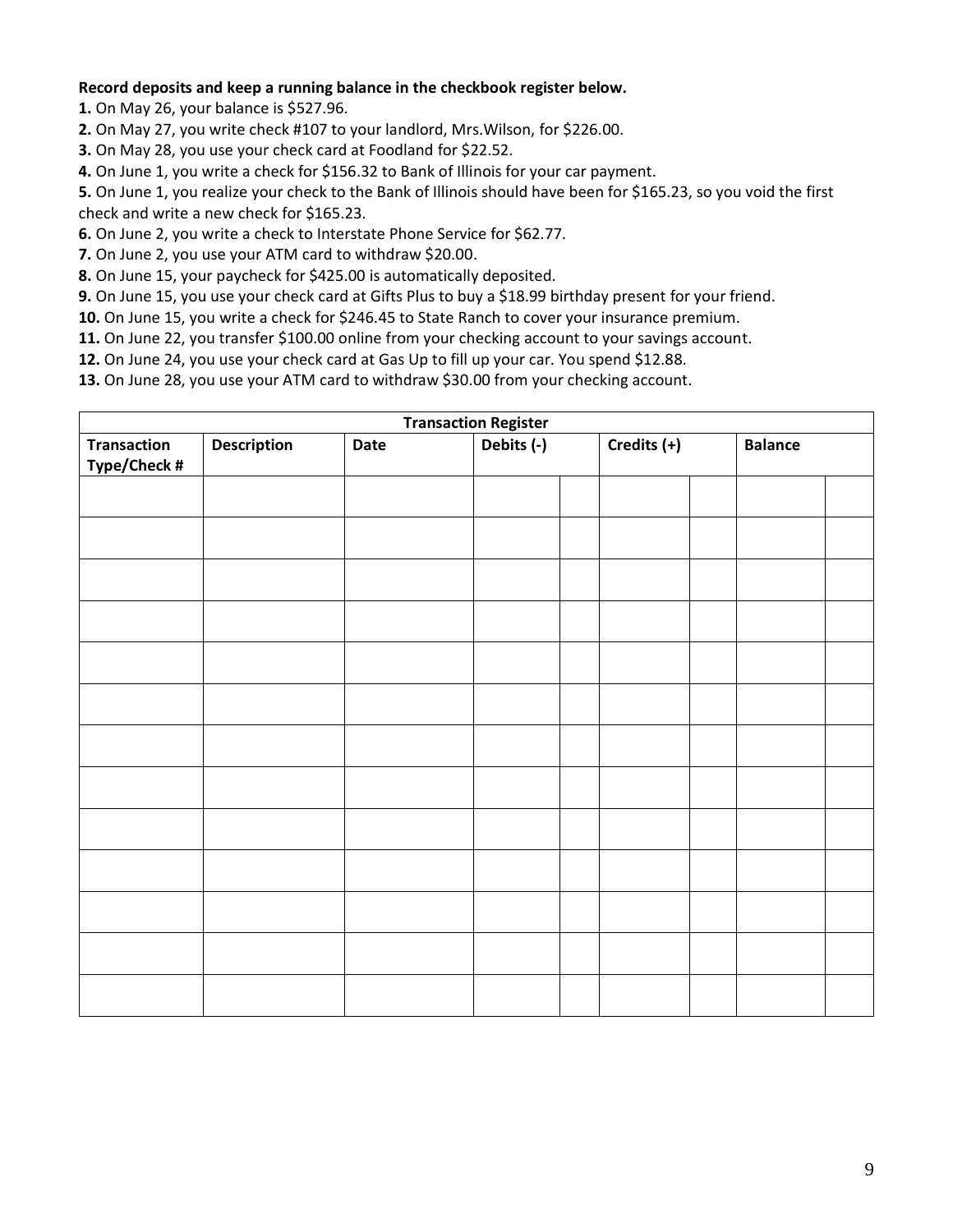**Record deposits and keep a running balance in the checkbook register below.**

**1.** On May 26, your balance is $527.96.

**2.** On May 27, you write check #107 to your landlord, Mrs.Wilson, for $226.00.

**3.** On May 28, you use your check card at Foodland for $22.52.

**4.** On June 1, you write a check for $156.32 to Bank of Illinois for your car payment.

**5.** On June 1, you realize your check to the Bank of Illinois should have been for $165.23, so you void the first check and write a new check for $165.23.

**6.** On June 2, you write a check to Interstate Phone Service for $62.77.

**7.** On June 2, you use your ATM card to withdraw $20.00.

**8.** On June 15, your paycheck for $425.00 is automatically deposited.

**9.** On June 15, you use your check card at Gifts Plus to buy a $18.99 birthday present for your friend.

**10.** On June 15, you write a check for $246.45 to State Ranch to cover your insurance premium.

**11.** On June 22, you transfer $100.00 online from your checking account to your savings account.

**12.** On June 24, you use your check card at Gas Up to fill up your car. You spend $12.88.

**13.** On June 28, you use your ATM card to withdraw $30.00 from your checking account.

| Transaction Register | | | | | | | | |
|---|---|---|---|---|---|---|---|---|
| **Transaction Type/Check #** | **Description** | **Date** | **Debits (-)** | | **Credits (+)** | | **Balance** | |
| | | | | | | | | |
| | | | | | | | | |
| | | | | | | | | |
| | | | | | | | | |
| | | | | | | | | |
| | | | | | | | | |
| | | | | | | | | |
| | | | | | | | | |
| | | | | | | | | |
| | | | | | | | | |
| | | | | | | | | |
| | | | | | | | | |
| | | | | | | | | |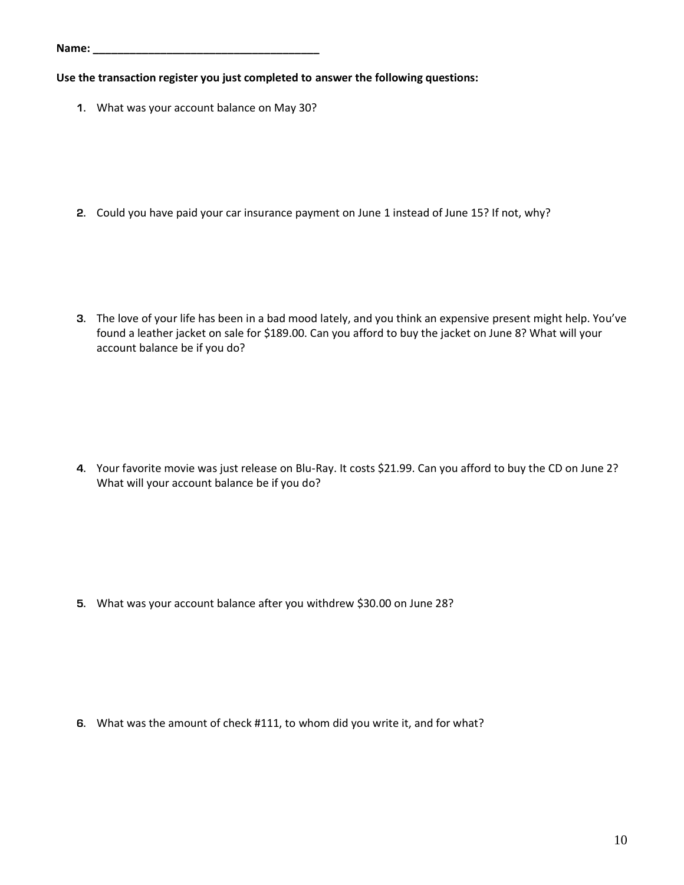**Name: ____________________________________**

**Use the transaction register you just completed to answer the following questions:**

1. What was your account balance on May 30?

2. Could you have paid your car insurance payment on June 1 instead of June 15? If not, why?

3. The love of your life has been in a bad mood lately, and you think an expensive present might help. You've found a leather jacket on sale for $189.00. Can you afford to buy the jacket on June 8? What will your account balance be if you do?

4. Your favorite movie was just release on Blu-Ray. It costs $21.99. Can you afford to buy the CD on June 2? What will your account balance be if you do?

5. What was your account balance after you withdrew $30.00 on June 28?

6. What was the amount of check #111, to whom did you write it, and for what?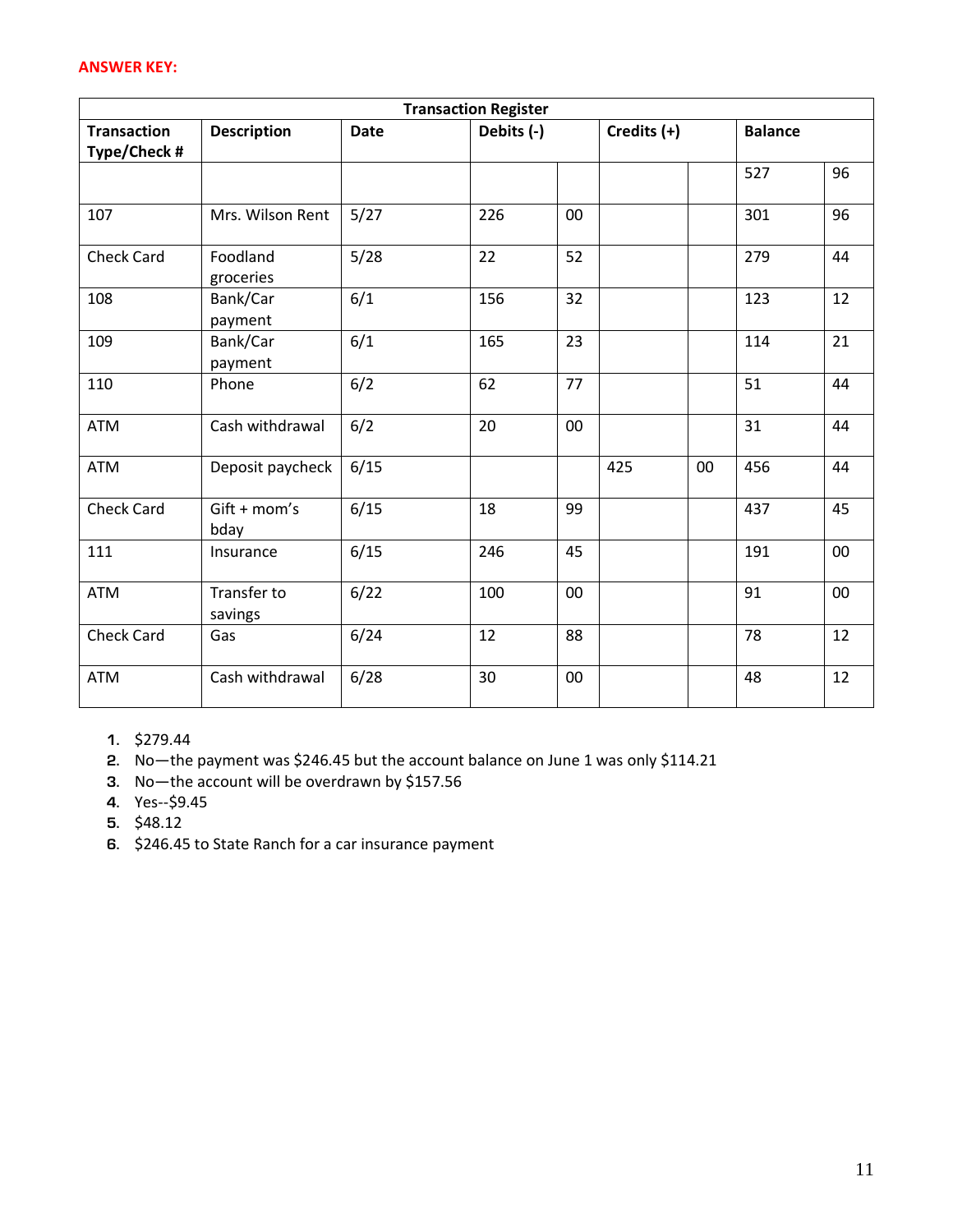**ANSWER KEY:**

| Transaction Register | | | | | | | | |
|---|---|---|---|---|---|---|---|---|
| **Transaction Type/Check #** | **Description** | **Date** | **Debits (-)** | | **Credits (+)** | | **Balance** | |
| | | | | | | | 527 | 96 |
| 107 | Mrs. Wilson Rent | 5/27 | 226 | 00 | | | 301 | 96 |
| Check Card | Foodland groceries | 5/28 | 22 | 52 | | | 279 | 44 |
| 108 | Bank/Car payment | 6/1 | 156 | 32 | | | 123 | 12 |
| 109 | Bank/Car payment | 6/1 | 165 | 23 | | | 114 | 21 |
| 110 | Phone | 6/2 | 62 | 77 | | | 51 | 44 |
| ATM | Cash withdrawal | 6/2 | 20 | 00 | | | 31 | 44 |
| ATM | Deposit paycheck | 6/15 | | | 425 | 00 | 456 | 44 |
| Check Card | Gift + mom's bday | 6/15 | 18 | 99 | | | 437 | 45 |
| 111 | Insurance | 6/15 | 246 | 45 | | | 191 | 00 |
| ATM | Transfer to savings | 6/22 | 100 | 00 | | | 91 | 00 |
| Check Card | Gas | 6/24 | 12 | 88 | | | 78 | 12 |
| ATM | Cash withdrawal | 6/28 | 30 | 00 | | | 48 | 12 |

1. $279.44
2. No—the payment was $246.45 but the account balance on June 1 was only $114.21
3. No—the account will be overdrawn by $157.56
4. Yes--$9.45
5. $48.12
6. $246.45 to State Ranch for a car insurance payment